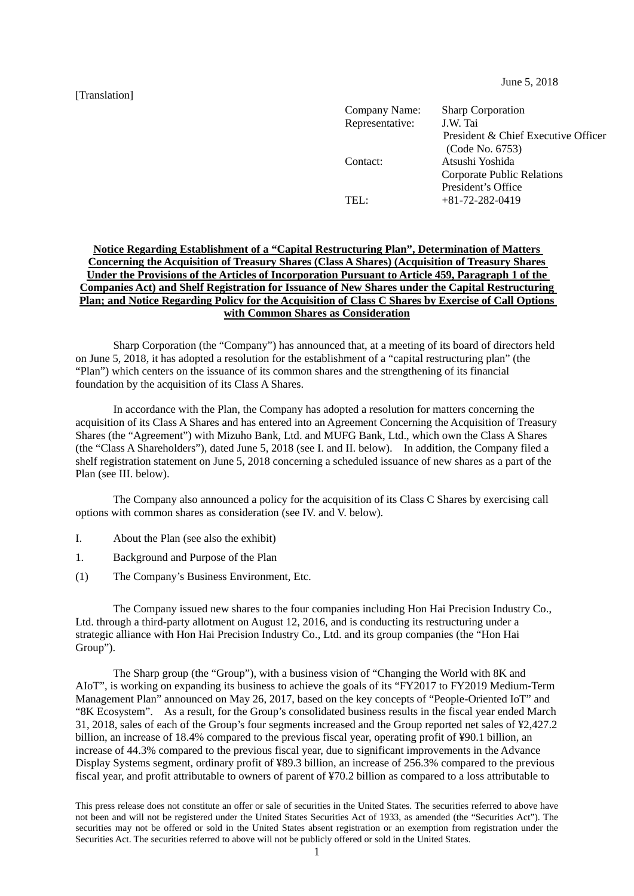June 5, 2018

[Translation]

| | |
|---|---|
| Company Name: | Sharp Corporation |
| Representative: | J.W. Tai<br>President & Chief Executive Officer<br>(Code No. 6753) |
| Contact: | Atsushi Yoshida<br>Corporate Public Relations<br>President's Office |
| TEL: | +81-72-282-0419 |

**Notice Regarding Establishment of a "Capital Restructuring Plan", Determination of Matters Concerning the Acquisition of Treasury Shares (Class A Shares) (Acquisition of Treasury Shares Under the Provisions of the Articles of Incorporation Pursuant to Article 459, Paragraph 1 of the Companies Act) and Shelf Registration for Issuance of New Shares under the Capital Restructuring Plan; and Notice Regarding Policy for the Acquisition of Class C Shares by Exercise of Call Options with Common Shares as Consideration**

Sharp Corporation (the "Company") has announced that, at a meeting of its board of directors held on June 5, 2018, it has adopted a resolution for the establishment of a "capital restructuring plan" (the "Plan") which centers on the issuance of its common shares and the strengthening of its financial foundation by the acquisition of its Class A Shares.

In accordance with the Plan, the Company has adopted a resolution for matters concerning the acquisition of its Class A Shares and has entered into an Agreement Concerning the Acquisition of Treasury Shares (the "Agreement") with Mizuho Bank, Ltd. and MUFG Bank, Ltd., which own the Class A Shares (the "Class A Shareholders"), dated June 5, 2018 (see I. and II. below). In addition, the Company filed a shelf registration statement on June 5, 2018 concerning a scheduled issuance of new shares as a part of the Plan (see III. below).

The Company also announced a policy for the acquisition of its Class C Shares by exercising call options with common shares as consideration (see IV. and V. below).

I. About the Plan (see also the exhibit)

1. Background and Purpose of the Plan

(1) The Company's Business Environment, Etc.

The Company issued new shares to the four companies including Hon Hai Precision Industry Co., Ltd. through a third-party allotment on August 12, 2016, and is conducting its restructuring under a strategic alliance with Hon Hai Precision Industry Co., Ltd. and its group companies (the "Hon Hai Group").

The Sharp group (the "Group"), with a business vision of "Changing the World with 8K and AIoT", is working on expanding its business to achieve the goals of its "FY2017 to FY2019 Medium-Term Management Plan" announced on May 26, 2017, based on the key concepts of "People-Oriented IoT" and "8K Ecosystem". As a result, for the Group's consolidated business results in the fiscal year ended March 31, 2018, sales of each of the Group's four segments increased and the Group reported net sales of ¥2,427.2 billion, an increase of 18.4% compared to the previous fiscal year, operating profit of ¥90.1 billion, an increase of 44.3% compared to the previous fiscal year, due to significant improvements in the Advance Display Systems segment, ordinary profit of ¥89.3 billion, an increase of 256.3% compared to the previous fiscal year, and profit attributable to owners of parent of ¥70.2 billion as compared to a loss attributable to

This press release does not constitute an offer or sale of securities in the United States. The securities referred to above have not been and will not be registered under the United States Securities Act of 1933, as amended (the "Securities Act"). The securities may not be offered or sold in the United States absent registration or an exemption from registration under the Securities Act. The securities referred to above will not be publicly offered or sold in the United States.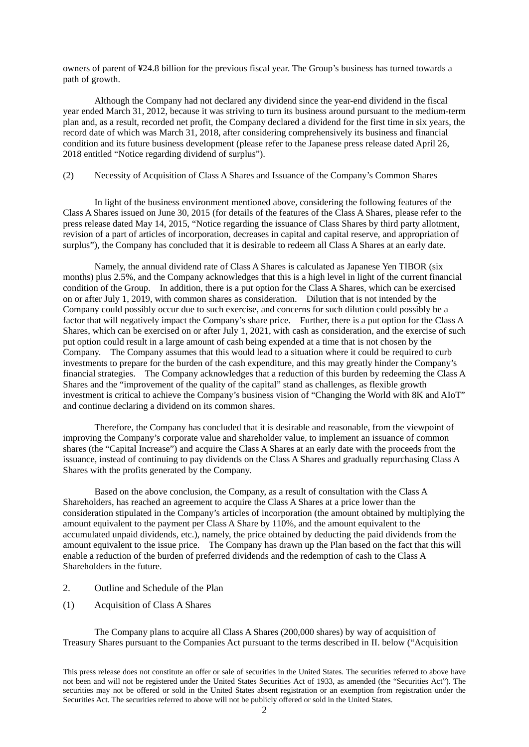owners of parent of ¥24.8 billion for the previous fiscal year. The Group's business has turned towards a path of growth.

Although the Company had not declared any dividend since the year-end dividend in the fiscal year ended March 31, 2012, because it was striving to turn its business around pursuant to the medium-term plan and, as a result, recorded net profit, the Company declared a dividend for the first time in six years, the record date of which was March 31, 2018, after considering comprehensively its business and financial condition and its future business development (please refer to the Japanese press release dated April 26, 2018 entitled "Notice regarding dividend of surplus").

(2) Necessity of Acquisition of Class A Shares and Issuance of the Company's Common Shares

In light of the business environment mentioned above, considering the following features of the Class A Shares issued on June 30, 2015 (for details of the features of the Class A Shares, please refer to the press release dated May 14, 2015, "Notice regarding the issuance of Class Shares by third party allotment, revision of a part of articles of incorporation, decreases in capital and capital reserve, and appropriation of surplus"), the Company has concluded that it is desirable to redeem all Class A Shares at an early date.

Namely, the annual dividend rate of Class A Shares is calculated as Japanese Yen TIBOR (six months) plus 2.5%, and the Company acknowledges that this is a high level in light of the current financial condition of the Group. In addition, there is a put option for the Class A Shares, which can be exercised on or after July 1, 2019, with common shares as consideration. Dilution that is not intended by the Company could possibly occur due to such exercise, and concerns for such dilution could possibly be a factor that will negatively impact the Company's share price. Further, there is a put option for the Class A Shares, which can be exercised on or after July 1, 2021, with cash as consideration, and the exercise of such put option could result in a large amount of cash being expended at a time that is not chosen by the Company. The Company assumes that this would lead to a situation where it could be required to curb investments to prepare for the burden of the cash expenditure, and this may greatly hinder the Company's financial strategies. The Company acknowledges that a reduction of this burden by redeeming the Class A Shares and the "improvement of the quality of the capital" stand as challenges, as flexible growth investment is critical to achieve the Company's business vision of "Changing the World with 8K and AIoT" and continue declaring a dividend on its common shares.

Therefore, the Company has concluded that it is desirable and reasonable, from the viewpoint of improving the Company's corporate value and shareholder value, to implement an issuance of common shares (the "Capital Increase") and acquire the Class A Shares at an early date with the proceeds from the issuance, instead of continuing to pay dividends on the Class A Shares and gradually repurchasing Class A Shares with the profits generated by the Company.

Based on the above conclusion, the Company, as a result of consultation with the Class A Shareholders, has reached an agreement to acquire the Class A Shares at a price lower than the consideration stipulated in the Company's articles of incorporation (the amount obtained by multiplying the amount equivalent to the payment per Class A Share by 110%, and the amount equivalent to the accumulated unpaid dividends, etc.), namely, the price obtained by deducting the paid dividends from the amount equivalent to the issue price. The Company has drawn up the Plan based on the fact that this will enable a reduction of the burden of preferred dividends and the redemption of cash to the Class A Shareholders in the future.

2. Outline and Schedule of the Plan

(1) Acquisition of Class A Shares

The Company plans to acquire all Class A Shares (200,000 shares) by way of acquisition of Treasury Shares pursuant to the Companies Act pursuant to the terms described in II. below ("Acquisition

This press release does not constitute an offer or sale of securities in the United States. The securities referred to above have not been and will not be registered under the United States Securities Act of 1933, as amended (the "Securities Act"). The securities may not be offered or sold in the United States absent registration or an exemption from registration under the Securities Act. The securities referred to above will not be publicly offered or sold in the United States.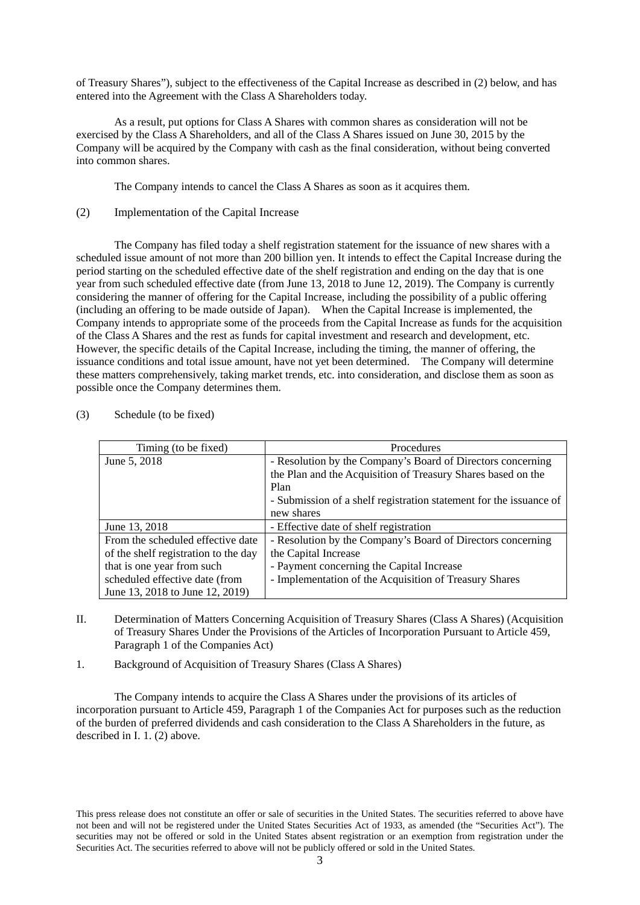of Treasury Shares"), subject to the effectiveness of the Capital Increase as described in (2) below, and has entered into the Agreement with the Class A Shareholders today.

As a result, put options for Class A Shares with common shares as consideration will not be exercised by the Class A Shareholders, and all of the Class A Shares issued on June 30, 2015 by the Company will be acquired by the Company with cash as the final consideration, without being converted into common shares.

The Company intends to cancel the Class A Shares as soon as it acquires them.

(2) Implementation of the Capital Increase

The Company has filed today a shelf registration statement for the issuance of new shares with a scheduled issue amount of not more than 200 billion yen. It intends to effect the Capital Increase during the period starting on the scheduled effective date of the shelf registration and ending on the day that is one year from such scheduled effective date (from June 13, 2018 to June 12, 2019). The Company is currently considering the manner of offering for the Capital Increase, including the possibility of a public offering (including an offering to be made outside of Japan). When the Capital Increase is implemented, the Company intends to appropriate some of the proceeds from the Capital Increase as funds for the acquisition of the Class A Shares and the rest as funds for capital investment and research and development, etc. However, the specific details of the Capital Increase, including the timing, the manner of offering, the issuance conditions and total issue amount, have not yet been determined. The Company will determine these matters comprehensively, taking market trends, etc. into consideration, and disclose them as soon as possible once the Company determines them.

(3) Schedule (to be fixed)

| Timing (to be fixed) | Procedures |
|---|---|
| June 5, 2018 | - Resolution by the Company's Board of Directors concerning the Plan and the Acquisition of Treasury Shares based on the Plan<br>- Submission of a shelf registration statement for the issuance of new shares |
| June 13, 2018 | - Effective date of shelf registration |
| From the scheduled effective date of the shelf registration to the day that is one year from such scheduled effective date (from June 13, 2018 to June 12, 2019) | - Resolution by the Company's Board of Directors concerning the Capital Increase<br>- Payment concerning the Capital Increase<br>- Implementation of the Acquisition of Treasury Shares |

II. Determination of Matters Concerning Acquisition of Treasury Shares (Class A Shares) (Acquisition of Treasury Shares Under the Provisions of the Articles of Incorporation Pursuant to Article 459, Paragraph 1 of the Companies Act)

1. Background of Acquisition of Treasury Shares (Class A Shares)

The Company intends to acquire the Class A Shares under the provisions of its articles of incorporation pursuant to Article 459, Paragraph 1 of the Companies Act for purposes such as the reduction of the burden of preferred dividends and cash consideration to the Class A Shareholders in the future, as described in I. 1. (2) above.

This press release does not constitute an offer or sale of securities in the United States. The securities referred to above have not been and will not be registered under the United States Securities Act of 1933, as amended (the "Securities Act"). The securities may not be offered or sold in the United States absent registration or an exemption from registration under the Securities Act. The securities referred to above will not be publicly offered or sold in the United States.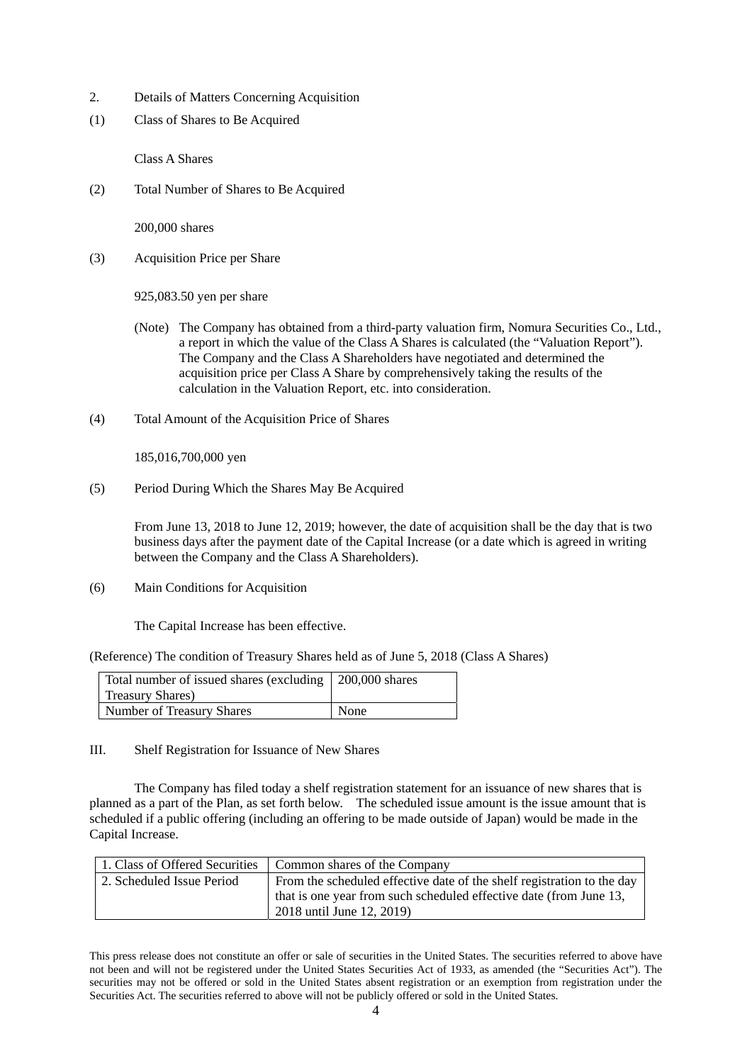2. Details of Matters Concerning Acquisition

(1) Class of Shares to Be Acquired

Class A Shares

(2) Total Number of Shares to Be Acquired

200,000 shares

(3) Acquisition Price per Share

925,083.50 yen per share

(Note) The Company has obtained from a third-party valuation firm, Nomura Securities Co., Ltd., a report in which the value of the Class A Shares is calculated (the "Valuation Report"). The Company and the Class A Shareholders have negotiated and determined the acquisition price per Class A Share by comprehensively taking the results of the calculation in the Valuation Report, etc. into consideration.

(4) Total Amount of the Acquisition Price of Shares

185,016,700,000 yen

(5) Period During Which the Shares May Be Acquired

From June 13, 2018 to June 12, 2019; however, the date of acquisition shall be the day that is two business days after the payment date of the Capital Increase (or a date which is agreed in writing between the Company and the Class A Shareholders).

(6) Main Conditions for Acquisition

The Capital Increase has been effective.

(Reference) The condition of Treasury Shares held as of June 5, 2018 (Class A Shares)

| Total number of issued shares (excluding Treasury Shares) | 200,000 shares |
|---|---|
| Number of Treasury Shares | None |

III. Shelf Registration for Issuance of New Shares

The Company has filed today a shelf registration statement for an issuance of new shares that is planned as a part of the Plan, as set forth below. The scheduled issue amount is the issue amount that is scheduled if a public offering (including an offering to be made outside of Japan) would be made in the Capital Increase.

| 1. Class of Offered Securities | Common shares of the Company |
|---|---|
| 2. Scheduled Issue Period | From the scheduled effective date of the shelf registration to the day that is one year from such scheduled effective date (from June 13, 2018 until June 12, 2019) |

This press release does not constitute an offer or sale of securities in the United States. The securities referred to above have not been and will not be registered under the United States Securities Act of 1933, as amended (the "Securities Act"). The securities may not be offered or sold in the United States absent registration or an exemption from registration under the Securities Act. The securities referred to above will not be publicly offered or sold in the United States.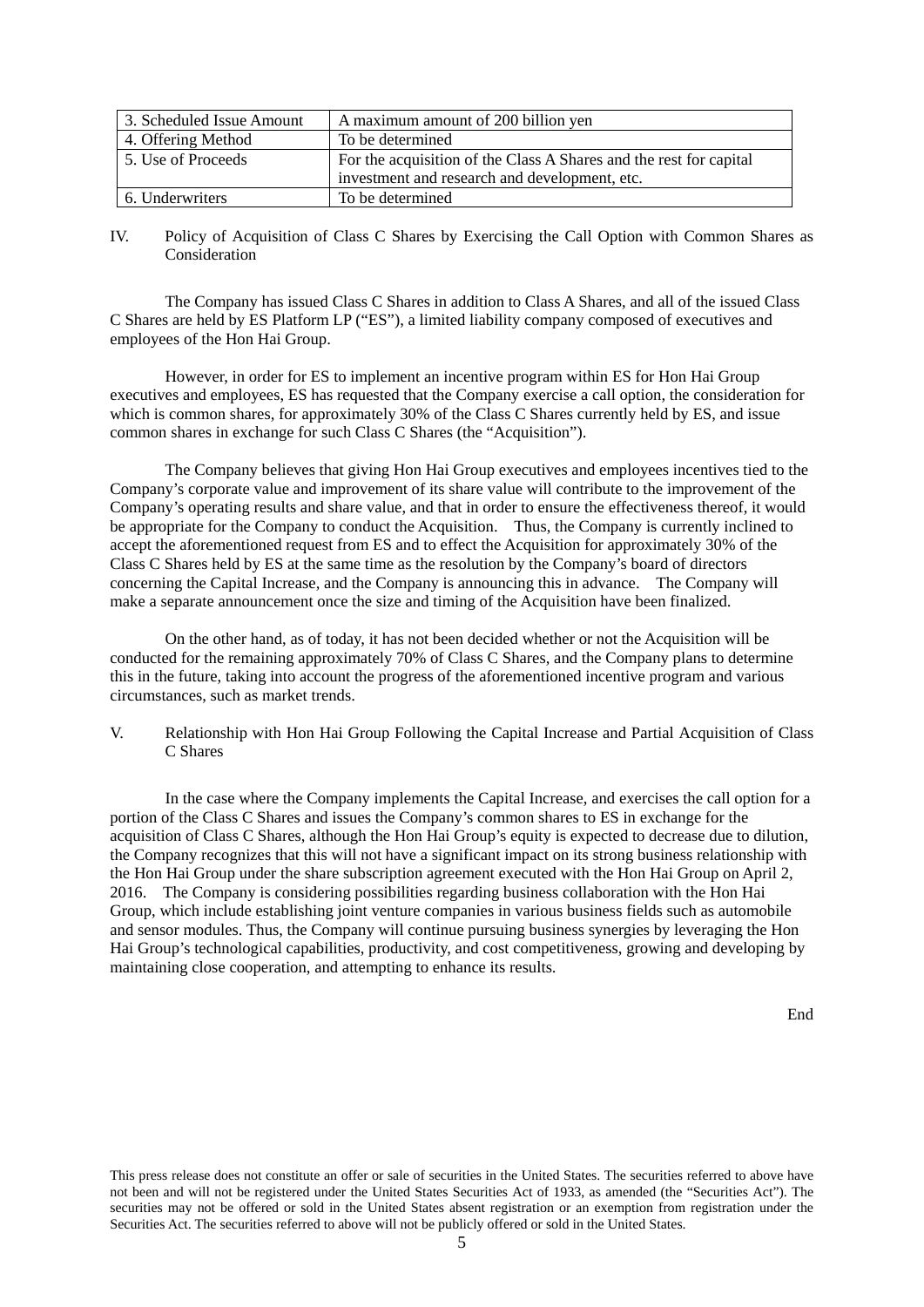| 3. Scheduled Issue Amount | A maximum amount of 200 billion yen |
|---|---|
| 4. Offering Method | To be determined |
| 5. Use of Proceeds | For the acquisition of the Class A Shares and the rest for capital investment and research and development, etc. |
| 6. Underwriters | To be determined |

IV. Policy of Acquisition of Class C Shares by Exercising the Call Option with Common Shares as Consideration

The Company has issued Class C Shares in addition to Class A Shares, and all of the issued Class C Shares are held by ES Platform LP ("ES"), a limited liability company composed of executives and employees of the Hon Hai Group.

However, in order for ES to implement an incentive program within ES for Hon Hai Group executives and employees, ES has requested that the Company exercise a call option, the consideration for which is common shares, for approximately 30% of the Class C Shares currently held by ES, and issue common shares in exchange for such Class C Shares (the "Acquisition").

The Company believes that giving Hon Hai Group executives and employees incentives tied to the Company's corporate value and improvement of its share value will contribute to the improvement of the Company's operating results and share value, and that in order to ensure the effectiveness thereof, it would be appropriate for the Company to conduct the Acquisition. Thus, the Company is currently inclined to accept the aforementioned request from ES and to effect the Acquisition for approximately 30% of the Class C Shares held by ES at the same time as the resolution by the Company's board of directors concerning the Capital Increase, and the Company is announcing this in advance. The Company will make a separate announcement once the size and timing of the Acquisition have been finalized.

On the other hand, as of today, it has not been decided whether or not the Acquisition will be conducted for the remaining approximately 70% of Class C Shares, and the Company plans to determine this in the future, taking into account the progress of the aforementioned incentive program and various circumstances, such as market trends.

V. Relationship with Hon Hai Group Following the Capital Increase and Partial Acquisition of Class C Shares

In the case where the Company implements the Capital Increase, and exercises the call option for a portion of the Class C Shares and issues the Company's common shares to ES in exchange for the acquisition of Class C Shares, although the Hon Hai Group's equity is expected to decrease due to dilution, the Company recognizes that this will not have a significant impact on its strong business relationship with the Hon Hai Group under the share subscription agreement executed with the Hon Hai Group on April 2, 2016. The Company is considering possibilities regarding business collaboration with the Hon Hai Group, which include establishing joint venture companies in various business fields such as automobile and sensor modules. Thus, the Company will continue pursuing business synergies by leveraging the Hon Hai Group's technological capabilities, productivity, and cost competitiveness, growing and developing by maintaining close cooperation, and attempting to enhance its results.

End

This press release does not constitute an offer or sale of securities in the United States. The securities referred to above have not been and will not be registered under the United States Securities Act of 1933, as amended (the "Securities Act"). The securities may not be offered or sold in the United States absent registration or an exemption from registration under the Securities Act. The securities referred to above will not be publicly offered or sold in the United States.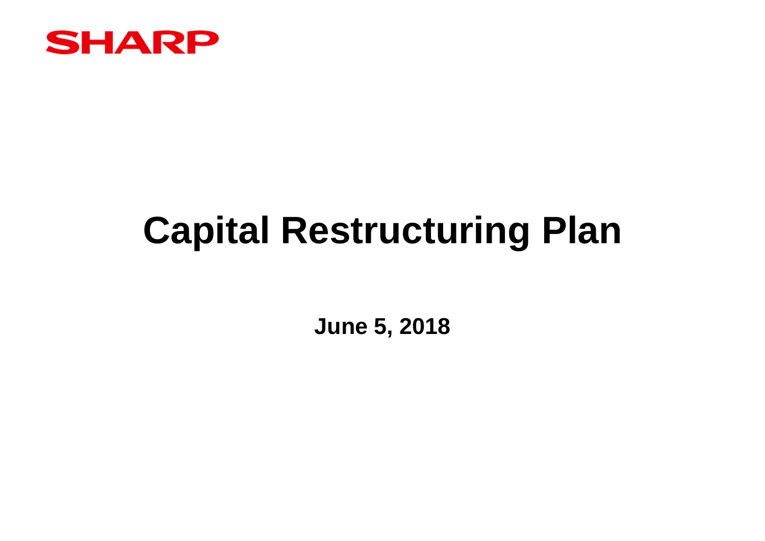SHARP

# Capital Restructuring Plan

**June 5, 2018**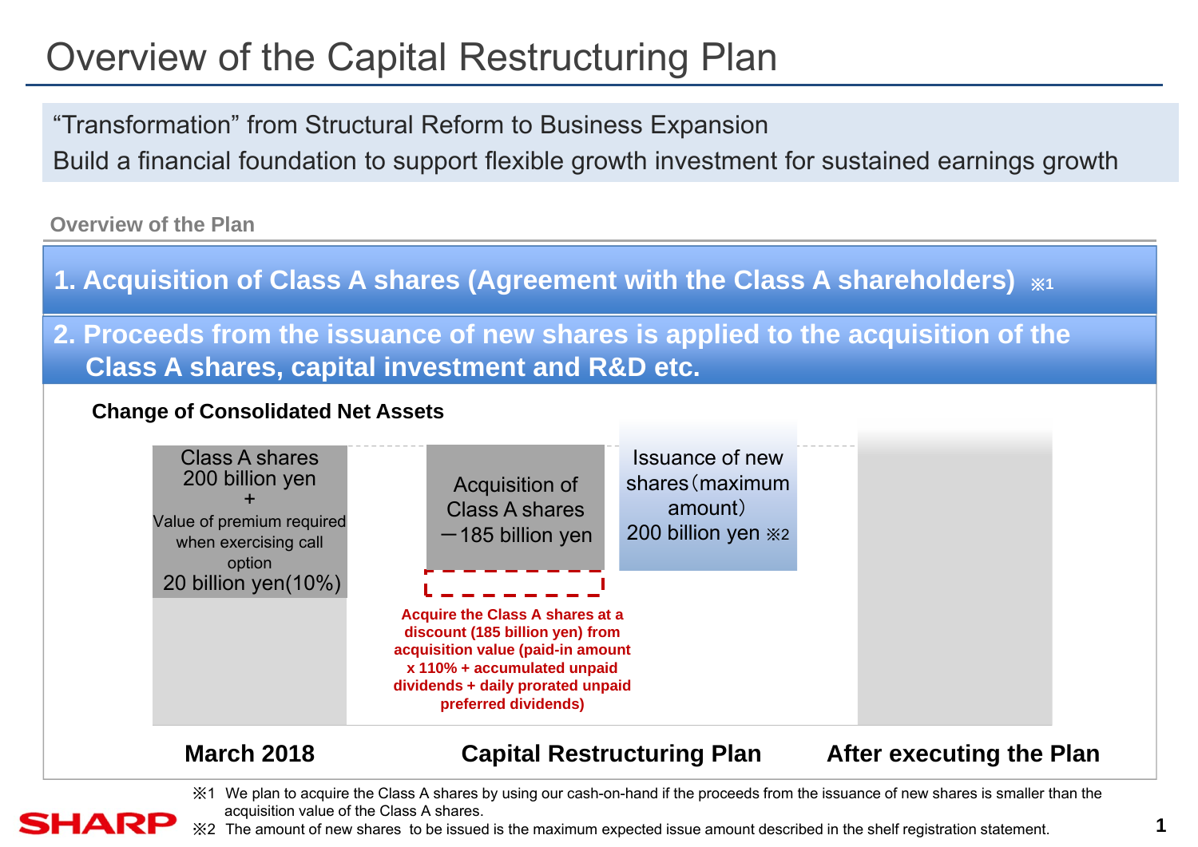# Overview of the Capital Restructuring Plan

"Transformation" from Structural Reform to Business Expansion
Build a financial foundation to support flexible growth investment for sustained earnings growth

**Overview of the Plan**

## 1. Acquisition of Class A shares (Agreement with the Class A shareholders) ※1

## 2. Proceeds from the issuance of new shares is applied to the acquisition of the Class A shares, capital investment and R&D etc.

**Change of Consolidated Net Assets**

**March 2018**

Class A shares 200 billion yen
+
Value of premium required when exercising call option
20 billion yen(10%)

**Capital Restructuring Plan**

Acquisition of Class A shares
－185 billion yen

**Acquire the Class A shares at a discount (185 billion yen) from acquisition value (paid-in amount x 110% + accumulated unpaid dividends + daily prorated unpaid preferred dividends)**

Issuance of new shares（maximum amount）
200 billion yen ※2

**After executing the Plan**

※1 We plan to acquire the Class A shares by using our cash-on-hand if the proceeds from the issuance of new shares is smaller than the acquisition value of the Class A shares.
※2 The amount of new shares to be issued is the maximum expected issue amount described in the shelf registration statement.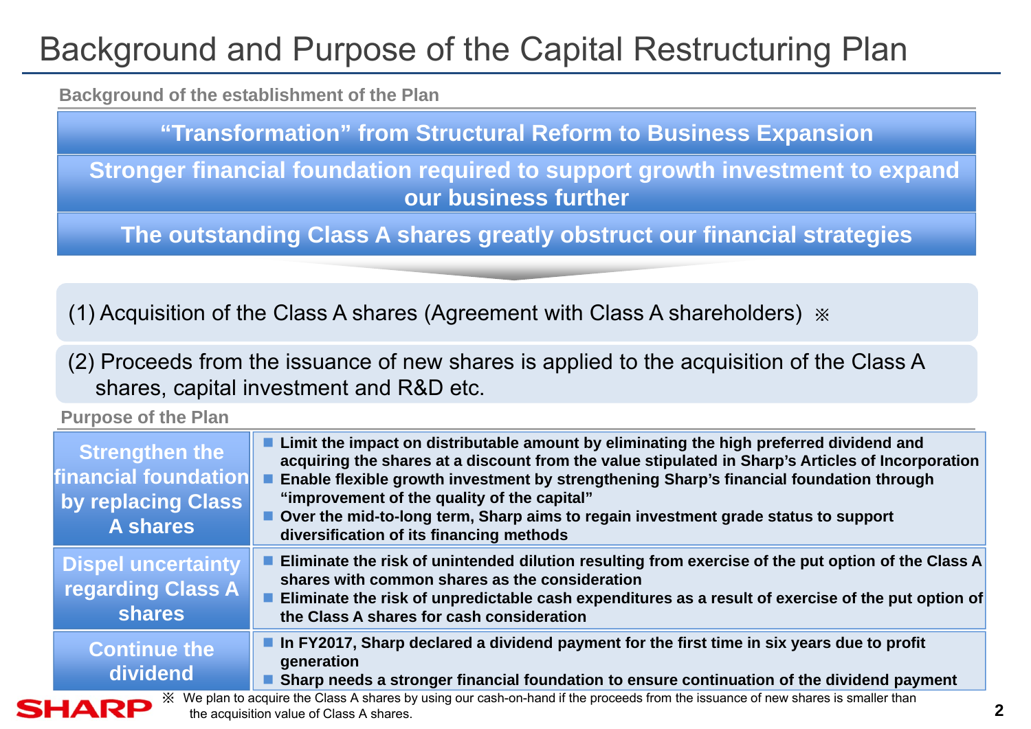# Background and Purpose of the Capital Restructuring Plan

## Background of the establishment of the Plan

**"Transformation" from Structural Reform to Business Expansion**

**Stronger financial foundation required to support growth investment to expand our business further**

**The outstanding Class A shares greatly obstruct our financial strategies**

(1) Acquisition of the Class A shares (Agreement with Class A shareholders) ※

(2) Proceeds from the issuance of new shares is applied to the acquisition of the Class A shares, capital investment and R&D etc.

## Purpose of the Plan

| | |
|---|---|
| **Strengthen the financial foundation by replacing Class A shares** | ■ **Limit the impact on distributable amount by eliminating the high preferred dividend and acquiring the shares at a discount from the value stipulated in Sharp's Articles of Incorporation**<br>■ **Enable flexible growth investment by strengthening Sharp's financial foundation through "improvement of the quality of the capital"**<br>■ **Over the mid-to-long term, Sharp aims to regain investment grade status to support diversification of its financing methods** |
| **Dispel uncertainty regarding Class A shares** | ■ **Eliminate the risk of unintended dilution resulting from exercise of the put option of the Class A shares with common shares as the consideration**<br>■ **Eliminate the risk of unpredictable cash expenditures as a result of exercise of the put option of the Class A shares for cash consideration** |
| **Continue the dividend** | ■ **In FY2017, Sharp declared a dividend payment for the first time in six years due to profit generation**<br>■ **Sharp needs a stronger financial foundation to ensure continuation of the dividend payment** |

※ We plan to acquire the Class A shares by using our cash-on-hand if the proceeds from the issuance of new shares is smaller than the acquisition value of Class A shares.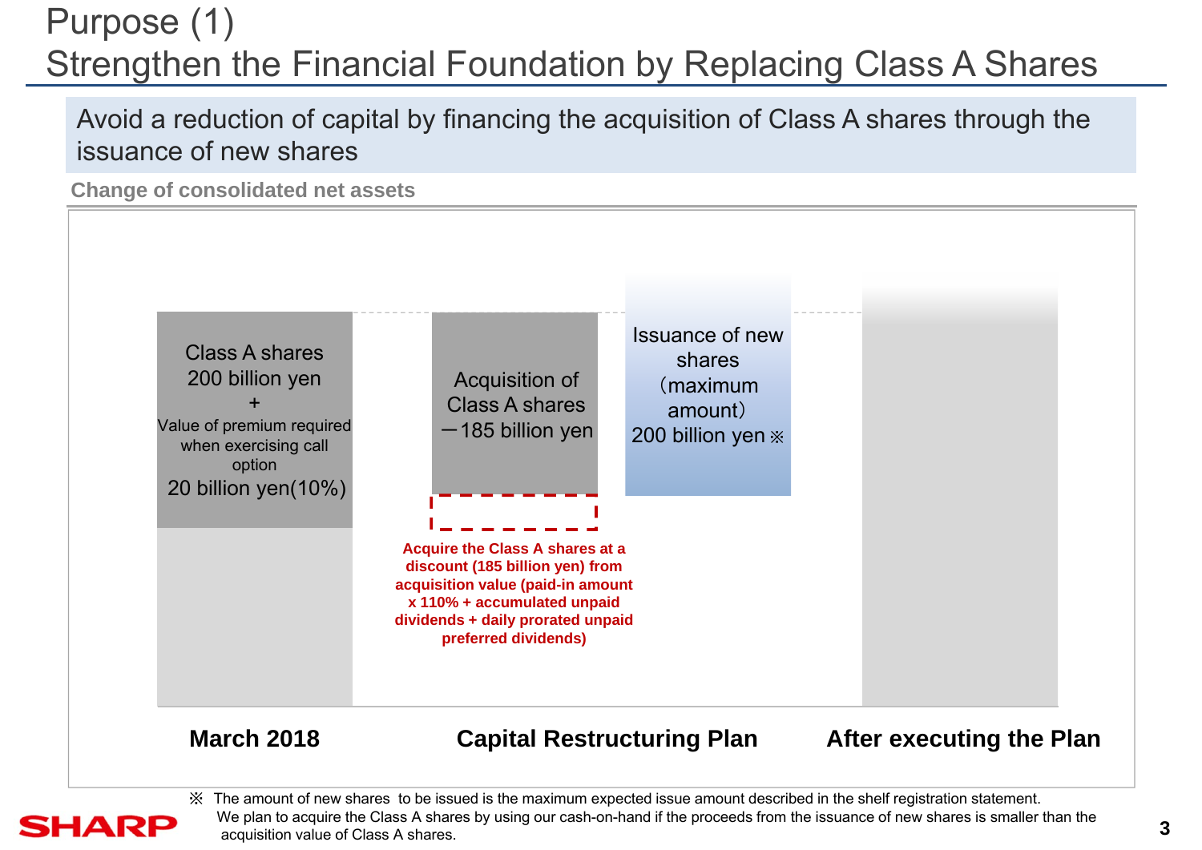# Purpose (1)
## Strengthen the Financial Foundation by Replacing Class A Shares

Avoid a reduction of capital by financing the acquisition of Class A shares through the issuance of new shares

**Change of consolidated net assets**

Class A shares
200 billion yen
+
Value of premium required when exercising call option
20 billion yen(10%)

Acquisition of Class A shares
－185 billion yen

Issuance of new shares （maximum amount）
200 billion yen ※

**Acquire the Class A shares at a discount (185 billion yen) from acquisition value (paid-in amount x 110% + accumulated unpaid dividends + daily prorated unpaid preferred dividends)**

**March 2018** | **Capital Restructuring Plan** | **After executing the Plan**

※ The amount of new shares to be issued is the maximum expected issue amount described in the shelf registration statement.
We plan to acquire the Class A shares by using our cash-on-hand if the proceeds from the issuance of new shares is smaller than the acquisition value of Class A shares.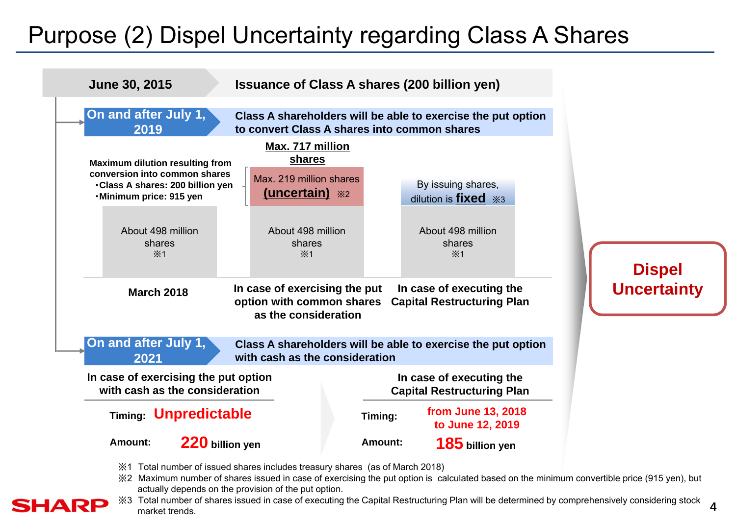# Purpose (2) Dispel Uncertainty regarding Class A Shares

**June 30, 2015** — **Issuance of Class A shares (200 billion yen)**

**On and after July 1, 2019** — **Class A shareholders will be able to exercise the put option to convert Class A shares into common shares**

**Maximum dilution resulting from conversion into common shares**
- **Class A shares: 200 billion yen**
- **Minimum price: 915 yen**

| March 2018 | In case of exercising the put option with common shares as the consideration | In case of executing the Capital Restructuring Plan |
|---|---|---|
| | **Max. 717 million shares** | |
| | Max. 219 million shares **(uncertain)** ※2 | By issuing shares, dilution is **fixed** ※3 |
| About 498 million shares ※1 | About 498 million shares ※1 | About 498 million shares ※1 |

**On and after July 1, 2021** — **Class A shareholders will be able to exercise the put option with cash as the consideration**

| | In case of exercising the put option with cash as the consideration | In case of executing the Capital Restructuring Plan |
|---|---|---|
| Timing: | **Unpredictable** | **from June 13, 2018 to June 12, 2019** |
| Amount: | **220** billion yen | **185** billion yen |

**Dispel Uncertainty**

※1 Total number of issued shares includes treasury shares (as of March 2018)

※2 Maximum number of shares issued in case of exercising the put option is calculated based on the minimum convertible price (915 yen), but actually depends on the provision of the put option.

※3 Total number of shares issued in case of executing the Capital Restructuring Plan will be determined by comprehensively considering stock market trends.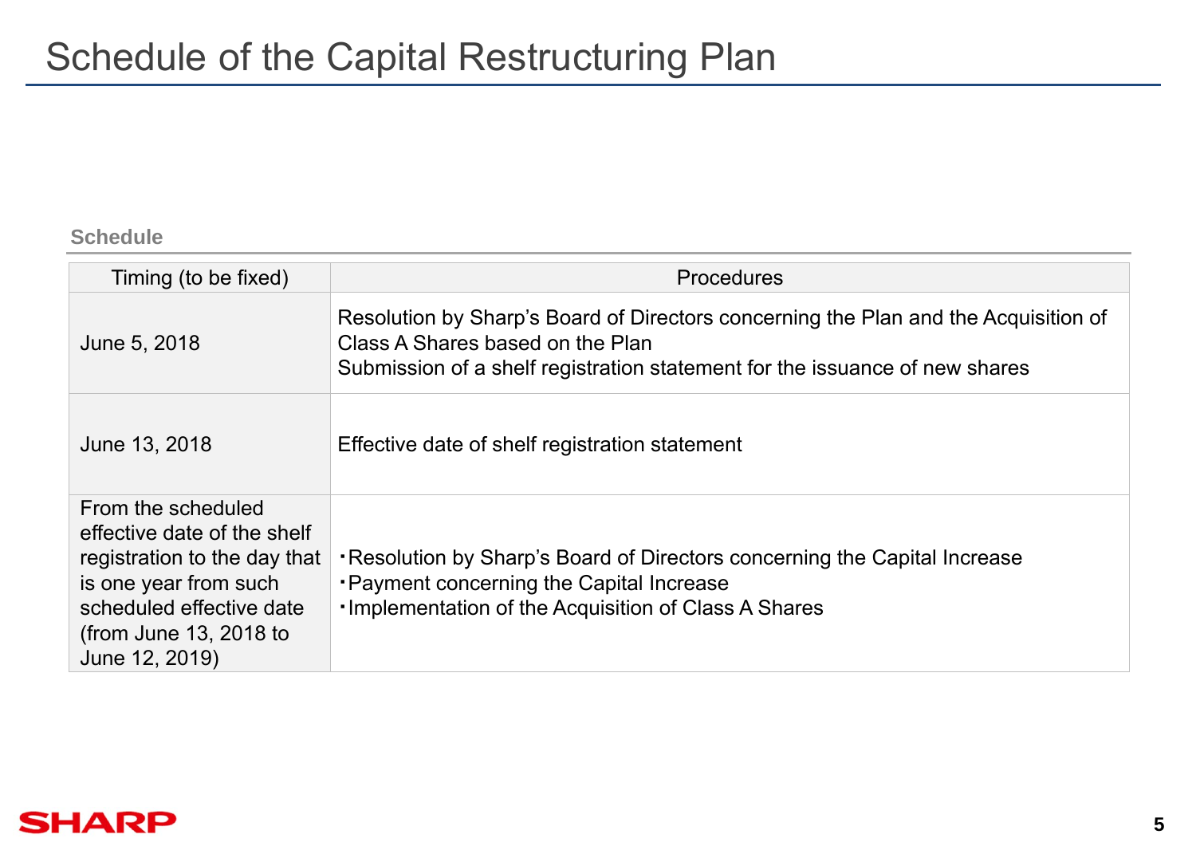# Schedule of the Capital Restructuring Plan

**Schedule**

| Timing (to be fixed) | Procedures |
|---|---|
| June 5, 2018 | Resolution by Sharp's Board of Directors concerning the Plan and the Acquisition of Class A Shares based on the Plan<br>Submission of a shelf registration statement for the issuance of new shares |
| June 13, 2018 | Effective date of shelf registration statement |
| From the scheduled effective date of the shelf registration to the day that is one year from such scheduled effective date (from June 13, 2018 to June 12, 2019) | ・Resolution by Sharp's Board of Directors concerning the Capital Increase<br>・Payment concerning the Capital Increase<br>・Implementation of the Acquisition of Class A Shares |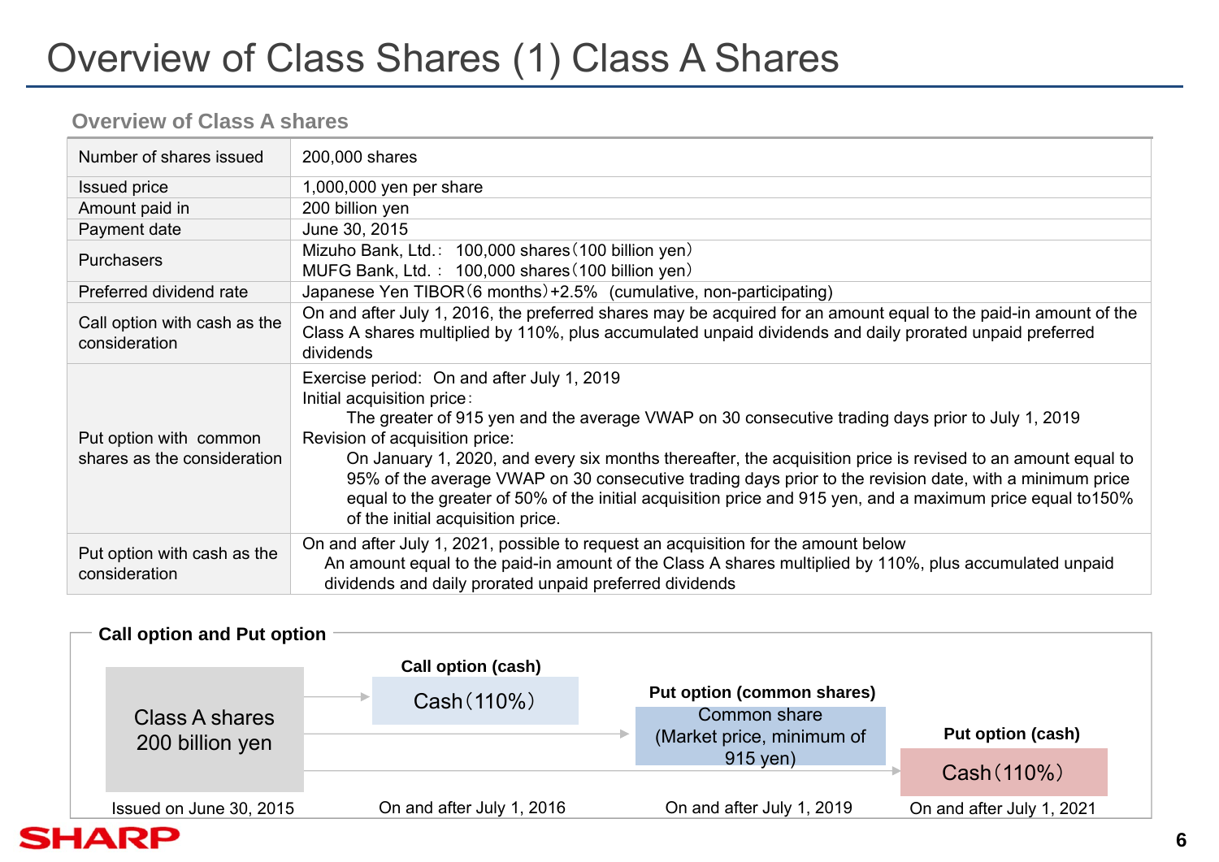# Overview of Class Shares (1) Class A Shares

## Overview of Class A shares

| | |
|---|---|
| Number of shares issued | 200,000 shares |
| Issued price | 1,000,000 yen per share |
| Amount paid in | 200 billion yen |
| Payment date | June 30, 2015 |
| Purchasers | Mizuho Bank, Ltd.:  100,000 shares（100 billion yen）<br>MUFG Bank, Ltd.：  100,000 shares（100 billion yen） |
| Preferred dividend rate | Japanese Yen TIBOR（6 months）+2.5%  (cumulative, non-participating) |
| Call option with cash as the consideration | On and after July 1, 2016, the preferred shares may be acquired for an amount equal to the paid-in amount of the Class A shares multiplied by 110%, plus accumulated unpaid dividends and daily prorated unpaid preferred dividends |
| Put option with common shares as the consideration | Exercise period: On and after July 1, 2019<br>Initial acquisition price：<br>The greater of 915 yen and the average VWAP on 30 consecutive trading days prior to July 1, 2019<br>Revision of acquisition price:<br>On January 1, 2020, and every six months thereafter, the acquisition price is revised to an amount equal to 95% of the average VWAP on 30 consecutive trading days prior to the revision date, with a minimum price equal to the greater of 50% of the initial acquisition price and 915 yen, and a maximum price equal to150% of the initial acquisition price. |
| Put option with cash as the consideration | On and after July 1, 2021, possible to request an acquisition for the amount below<br>An amount equal to the paid-in amount of the Class A shares multiplied by 110%, plus accumulated unpaid dividends and daily prorated unpaid preferred dividends |

## Call option and Put option

- **Class A shares 200 billion yen** — Issued on June 30, 2015
- **Call option (cash)**: Cash（110%） — On and after July 1, 2016
- **Put option (common shares)**: Common share (Market price, minimum of 915 yen) — On and after July 1, 2019
- **Put option (cash)**: Cash（110%） — On and after July 1, 2021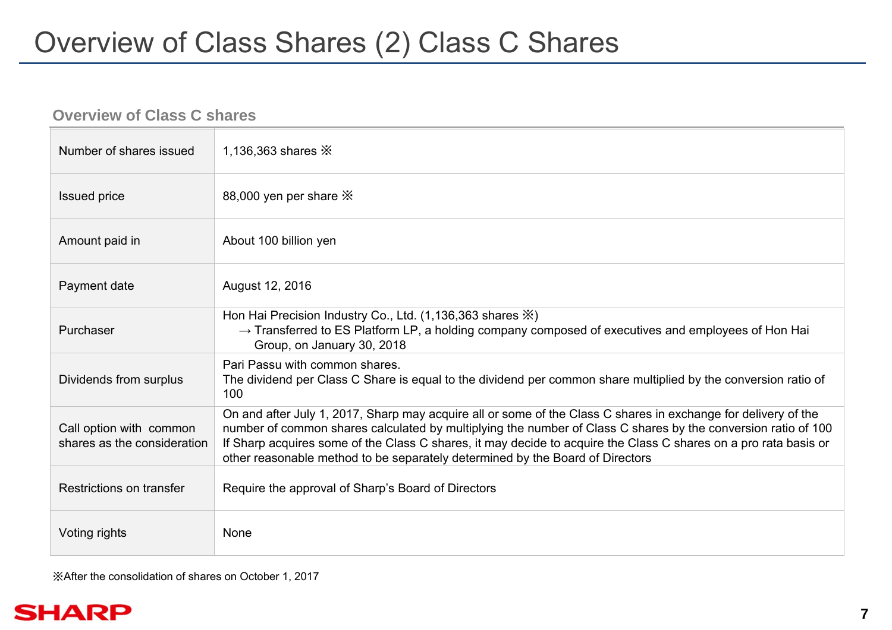# Overview of Class Shares (2) Class C Shares

## Overview of Class C shares

| | |
|---|---|
| Number of shares issued | 1,136,363 shares ※ |
| Issued price | 88,000 yen per share ※ |
| Amount paid in | About 100 billion yen |
| Payment date | August 12, 2016 |
| Purchaser | Hon Hai Precision Industry Co., Ltd. (1,136,363 shares ※)<br>→ Transferred to ES Platform LP, a holding company composed of executives and employees of Hon Hai Group, on January 30, 2018 |
| Dividends from surplus | Pari Passu with common shares.<br>The dividend per Class C Share is equal to the dividend per common share multiplied by the conversion ratio of 100 |
| Call option with common shares as the consideration | On and after July 1, 2017, Sharp may acquire all or some of the Class C shares in exchange for delivery of the number of common shares calculated by multiplying the number of Class C shares by the conversion ratio of 100<br>If Sharp acquires some of the Class C shares, it may decide to acquire the Class C shares on a pro rata basis or other reasonable method to be separately determined by the Board of Directors |
| Restrictions on transfer | Require the approval of Sharp's Board of Directors |
| Voting rights | None |

※After the consolidation of shares on October 1, 2017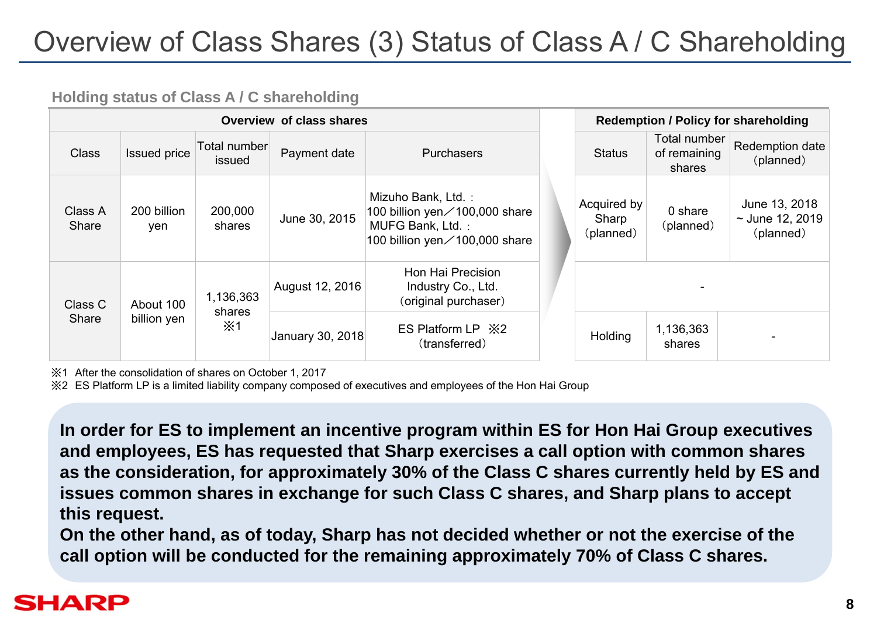# Overview of Class Shares (3) Status of Class A / C Shareholding

### Holding status of Class A / C shareholding

| Overview of class shares | | | | | Redemption / Policy for shareholding | | |
|---|---|---|---|---|---|---|---|
| Class | Issued price | Total number issued | Payment date | Purchasers | Status | Total number of remaining shares | Redemption date (planned) |
| Class A Share | 200 billion yen | 200,000 shares | June 30, 2015 | Mizuho Bank, Ltd.：100 billion yen／100,000 share<br>MUFG Bank, Ltd.：100 billion yen／100,000 share | Acquired by Sharp (planned) | 0 share (planned) | June 13, 2018 ~ June 12, 2019 (planned) |
| Class C Share | About 100 billion yen | 1,136,363 shares ※1 | August 12, 2016 | Hon Hai Precision Industry Co., Ltd. (original purchaser) | - | | |
| | | | January 30, 2018 | ES Platform LP ※2 (transferred) | Holding | 1,136,363 shares | - |

※1 After the consolidation of shares on October 1, 2017

※2 ES Platform LP is a limited liability company composed of executives and employees of the Hon Hai Group

**In order for ES to implement an incentive program within ES for Hon Hai Group executives and employees, ES has requested that Sharp exercises a call option with common shares as the consideration, for approximately 30% of the Class C shares currently held by ES and issues common shares in exchange for such Class C shares, and Sharp plans to accept this request.**

**On the other hand, as of today, Sharp has not decided whether or not the exercise of the call option will be conducted for the remaining approximately 70% of Class C shares.**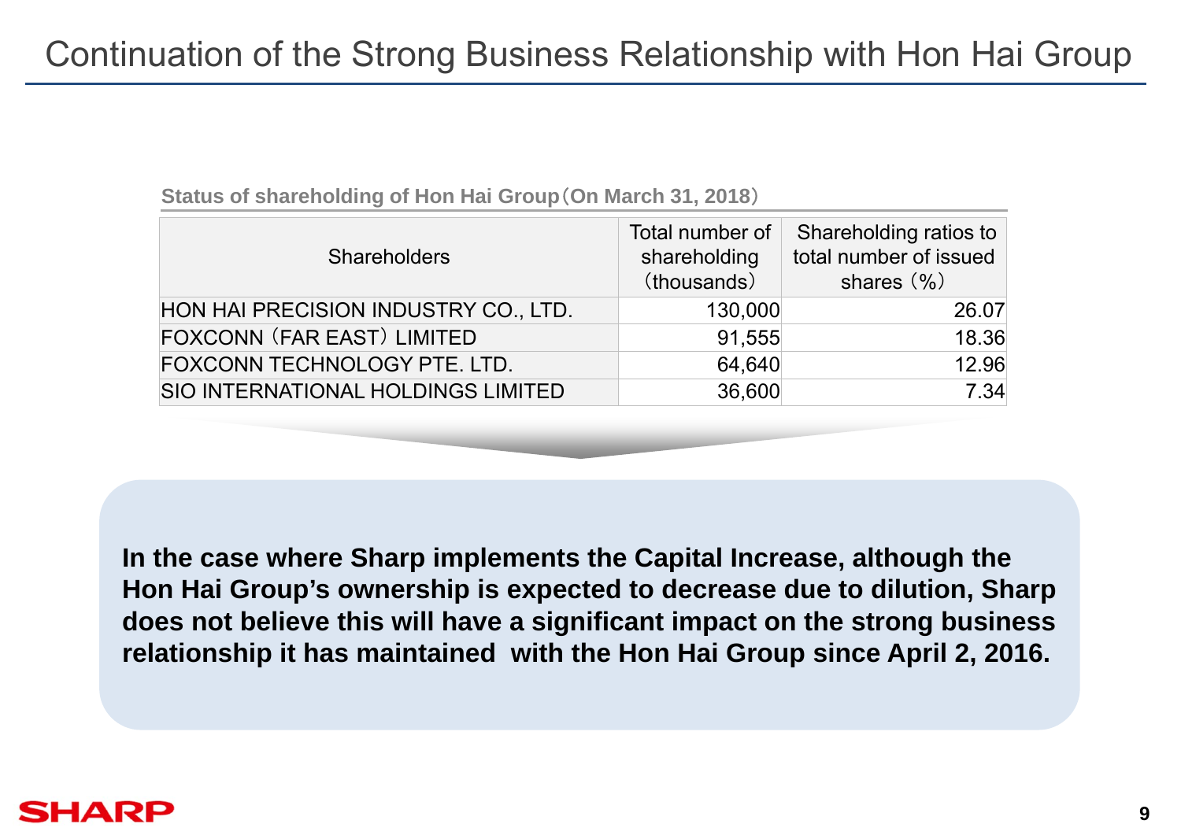# Continuation of the Strong Business Relationship with Hon Hai Group

**Status of shareholding of Hon Hai Group（On March 31, 2018）**

| Shareholders | Total number of shareholding（thousands） | Shareholding ratios to total number of issued shares（%） |
|---|---|---|
| HON HAI PRECISION INDUSTRY CO., LTD. | 130,000 | 26.07 |
| FOXCONN（FAR EAST）LIMITED | 91,555 | 18.36 |
| FOXCONN TECHNOLOGY PTE. LTD. | 64,640 | 12.96 |
| SIO INTERNATIONAL HOLDINGS LIMITED | 36,600 | 7.34 |

**In the case where Sharp implements the Capital Increase, although the Hon Hai Group's ownership is expected to decrease due to dilution, Sharp does not believe this will have a significant impact on the strong business relationship it has maintained with the Hon Hai Group since April 2, 2016.**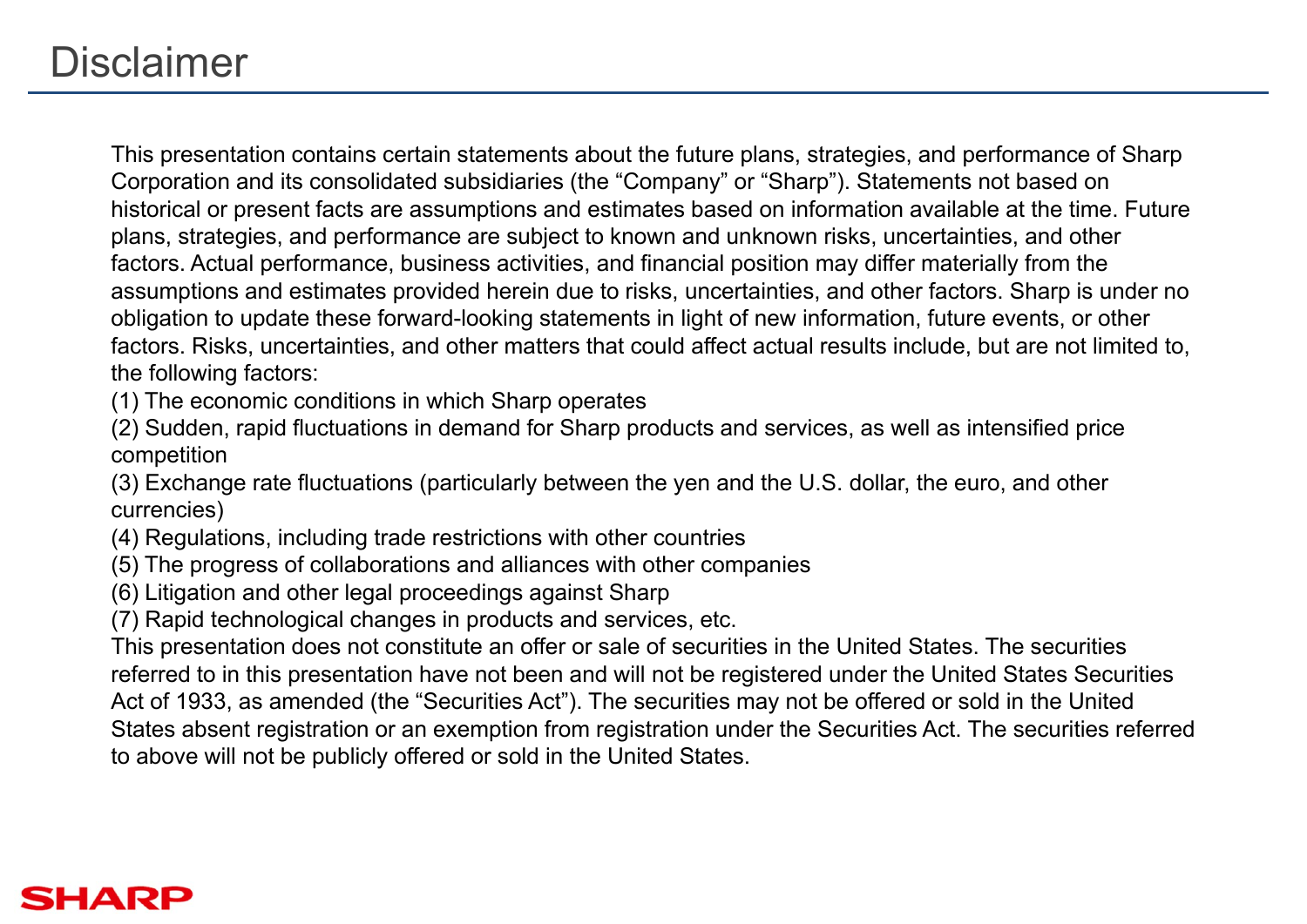# Disclaimer

This presentation contains certain statements about the future plans, strategies, and performance of Sharp Corporation and its consolidated subsidiaries (the "Company" or "Sharp"). Statements not based on historical or present facts are assumptions and estimates based on information available at the time. Future plans, strategies, and performance are subject to known and unknown risks, uncertainties, and other factors. Actual performance, business activities, and financial position may differ materially from the assumptions and estimates provided herein due to risks, uncertainties, and other factors. Sharp is under no obligation to update these forward-looking statements in light of new information, future events, or other factors. Risks, uncertainties, and other matters that could affect actual results include, but are not limited to, the following factors:

(1) The economic conditions in which Sharp operates

(2) Sudden, rapid fluctuations in demand for Sharp products and services, as well as intensified price competition

(3) Exchange rate fluctuations (particularly between the yen and the U.S. dollar, the euro, and other currencies)

(4) Regulations, including trade restrictions with other countries

(5) The progress of collaborations and alliances with other companies

(6) Litigation and other legal proceedings against Sharp

(7) Rapid technological changes in products and services, etc.

This presentation does not constitute an offer or sale of securities in the United States. The securities referred to in this presentation have not been and will not be registered under the United States Securities Act of 1933, as amended (the "Securities Act"). The securities may not be offered or sold in the United States absent registration or an exemption from registration under the Securities Act. The securities referred to above will not be publicly offered or sold in the United States.

SHARP